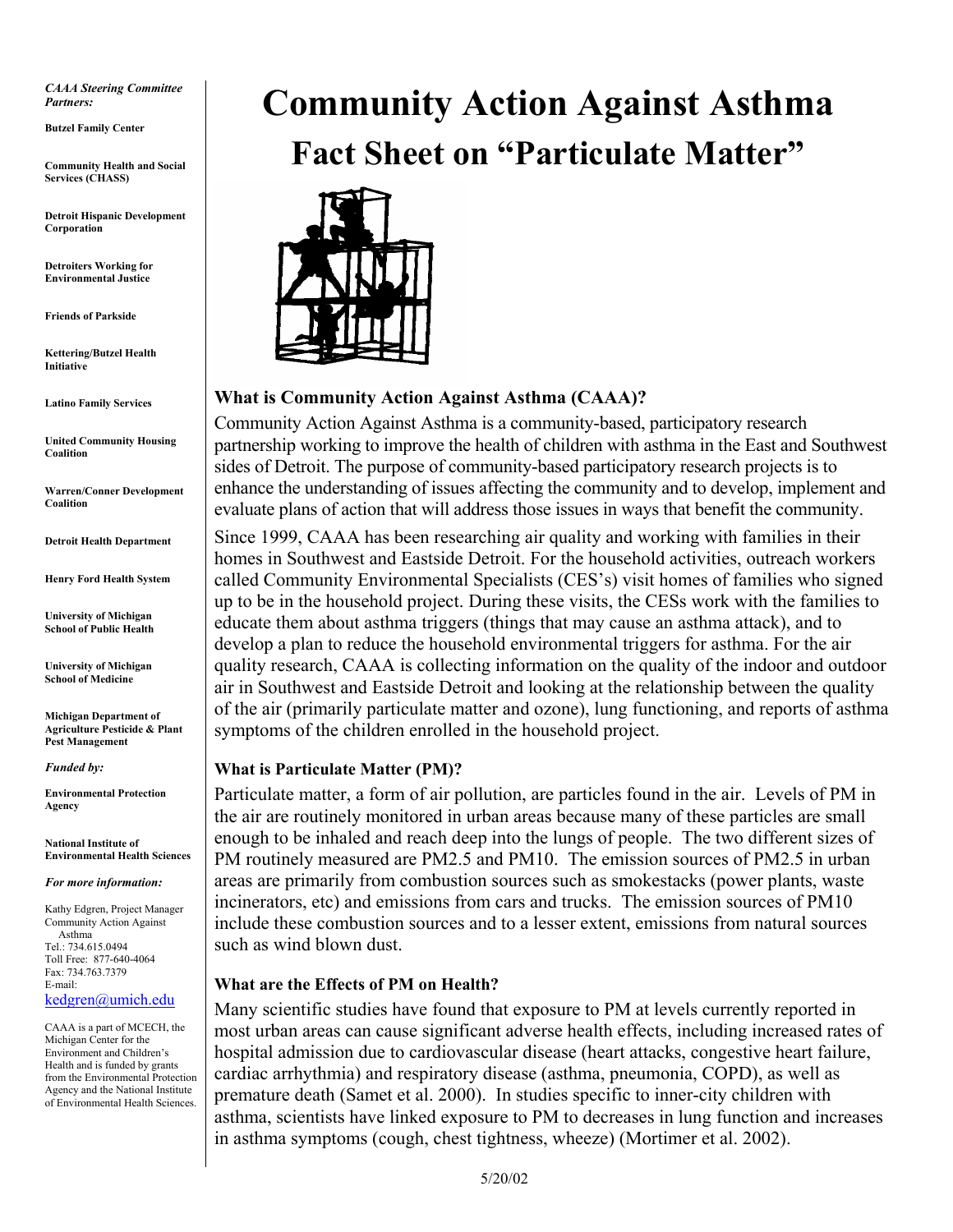# Community Action Against Asthma

## Fact Sheet on "Particulate Matter"

### What is Community Action Against Asthma (CAAA)?

Community Action Against Asthma is a community-based, participatory research partnership working to improve the health of children with asthma in the East and Southwest sides of Detroit. The purpose of community-based participatory research projects is to enhance the understanding of issues affecting the community and to develop, implement and evaluate plans of action that will address those issues in ways that benefit the community.

Since 1999, CAAA has been researching air quality and working with families in their homes in Southwest and Eastside Detroit. For the household activities, outreach workers called Community Environmental Specialists (CES's) visit homes of families who signed up to be in the household project. During these visits, the CESs work with the families to educate them about asthma triggers (things that may cause an asthma attack), and to develop a plan to reduce the household environmental triggers for asthma. For the air quality research, CAAA is collecting information on the quality of the indoor and outdoor air in Southwest and Eastside Detroit and looking at the relationship between the quality of the air (primarily particulate matter and ozone), lung functioning, and reports of asthma symptoms of the children enrolled in the household project.

### What is Particulate Matter (PM)?

Particulate matter, a form of air pollution, are particles found in the air. Levels of PM in the air are routinely monitored in urban areas because many of these particles are small enough to be inhaled and reach deep into the lungs of people. The two different sizes of PM routinely measured are PM2.5 and PM10. The emission sources of PM2.5 in urban areas are primarily from combustion sources such as smokestacks (power plants, waste incinerators, etc) and emissions from cars and trucks. The emission sources of PM10 include these combustion sources and to a lesser extent, emissions from natural sources such as wind blown dust.

### What are the Effects of PM on Health?

Many scientific studies have found that exposure to PM at levels currently reported in most urban areas can cause significant adverse health effects, including increased rates of hospital admission due to cardiovascular disease (heart attacks, congestive heart failure, cardiac arrhythmia) and respiratory disease (asthma, pneumonia, COPD), as well as premature death (Samet et al. 2000). In studies specific to inner-city children with asthma, scientists have linked exposure to PM to decreases in lung function and increases in asthma symptoms (cough, chest tightness, wheeze) (Mortimer et al. 2002).

---

*CAAA Steering Committee Partners:*

**Butzel Family Center**

**Community Health and Social Services (CHASS)**

**Detroit Hispanic Development Corporation**

**Detroiters Working for Environmental Justice**

**Friends of Parkside**

**Kettering/Butzel Health Initiative**

**Latino Family Services**

**United Community Housing Coalition**

**Warren/Conner Development Coalition**

**Detroit Health Department**

**Henry Ford Health System**

**University of Michigan School of Public Health**

**University of Michigan School of Medicine**

**Michigan Department of Agriculture Pesticide & Plant Pest Management**

***Funded by:***

**Environmental Protection Agency**

**National Institute of Environmental Health Sciences**

***For more information:***

Kathy Edgren, Project Manager
Community Action Against Asthma
Tel.: 734.615.0494
Toll Free: 877-640-4064
Fax: 734.763.7379
E-mail:
kedgren@umich.edu

CAAA is a part of MCECH, the Michigan Center for the Environment and Children's Health and is funded by grants from the Environmental Protection Agency and the National Institute of Environmental Health Sciences.

5/20/02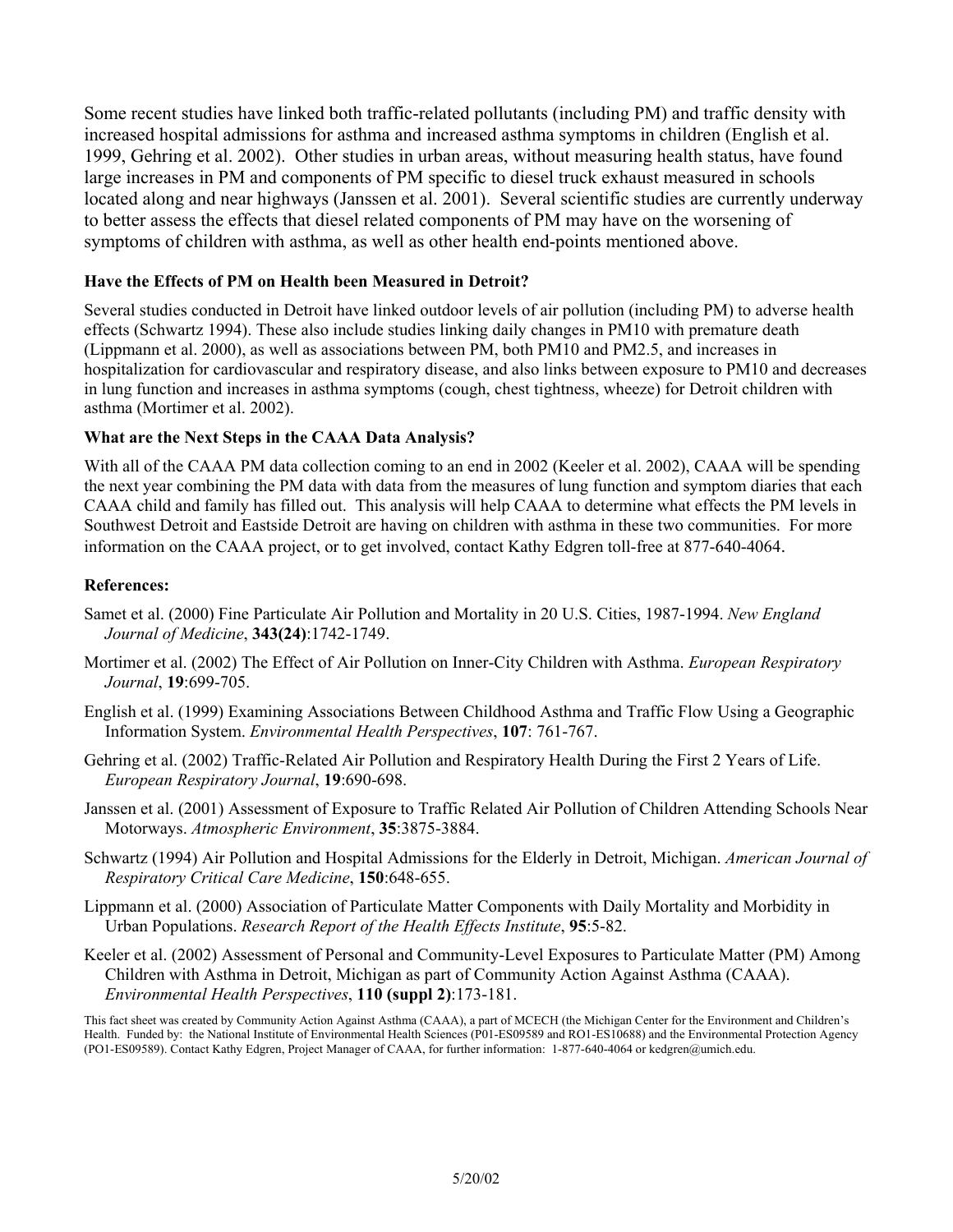Some recent studies have linked both traffic-related pollutants (including PM) and traffic density with increased hospital admissions for asthma and increased asthma symptoms in children (English et al. 1999, Gehring et al. 2002). Other studies in urban areas, without measuring health status, have found large increases in PM and components of PM specific to diesel truck exhaust measured in schools located along and near highways (Janssen et al. 2001). Several scientific studies are currently underway to better assess the effects that diesel related components of PM may have on the worsening of symptoms of children with asthma, as well as other health end-points mentioned above.

### Have the Effects of PM on Health been Measured in Detroit?

Several studies conducted in Detroit have linked outdoor levels of air pollution (including PM) to adverse health effects (Schwartz 1994). These also include studies linking daily changes in PM10 with premature death (Lippmann et al. 2000), as well as associations between PM, both PM10 and PM2.5, and increases in hospitalization for cardiovascular and respiratory disease, and also links between exposure to PM10 and decreases in lung function and increases in asthma symptoms (cough, chest tightness, wheeze) for Detroit children with asthma (Mortimer et al. 2002).

### What are the Next Steps in the CAAA Data Analysis?

With all of the CAAA PM data collection coming to an end in 2002 (Keeler et al. 2002), CAAA will be spending the next year combining the PM data with data from the measures of lung function and symptom diaries that each CAAA child and family has filled out. This analysis will help CAAA to determine what effects the PM levels in Southwest Detroit and Eastside Detroit are having on children with asthma in these two communities. For more information on the CAAA project, or to get involved, contact Kathy Edgren toll-free at 877-640-4064.

### References:

Samet et al. (2000) Fine Particulate Air Pollution and Mortality in 20 U.S. Cities, 1987-1994. *New England Journal of Medicine*, **343(24)**:1742-1749.

Mortimer et al. (2002) The Effect of Air Pollution on Inner-City Children with Asthma. *European Respiratory Journal*, **19**:699-705.

English et al. (1999) Examining Associations Between Childhood Asthma and Traffic Flow Using a Geographic Information System. *Environmental Health Perspectives*, **107**: 761-767.

Gehring et al. (2002) Traffic-Related Air Pollution and Respiratory Health During the First 2 Years of Life. *European Respiratory Journal*, **19**:690-698.

Janssen et al. (2001) Assessment of Exposure to Traffic Related Air Pollution of Children Attending Schools Near Motorways. *Atmospheric Environment*, **35**:3875-3884.

Schwartz (1994) Air Pollution and Hospital Admissions for the Elderly in Detroit, Michigan. *American Journal of Respiratory Critical Care Medicine*, **150**:648-655.

Lippmann et al. (2000) Association of Particulate Matter Components with Daily Mortality and Morbidity in Urban Populations. *Research Report of the Health Effects Institute*, **95**:5-82.

Keeler et al. (2002) Assessment of Personal and Community-Level Exposures to Particulate Matter (PM) Among Children with Asthma in Detroit, Michigan as part of Community Action Against Asthma (CAAA). *Environmental Health Perspectives*, **110 (suppl 2)**:173-181.

This fact sheet was created by Community Action Against Asthma (CAAA), a part of MCECH (the Michigan Center for the Environment and Children's Health. Funded by: the National Institute of Environmental Health Sciences (P01-ES09589 and RO1-ES10688) and the Environmental Protection Agency (PO1-ES09589). Contact Kathy Edgren, Project Manager of CAAA, for further information: 1-877-640-4064 or kedgren@umich.edu.

5/20/02